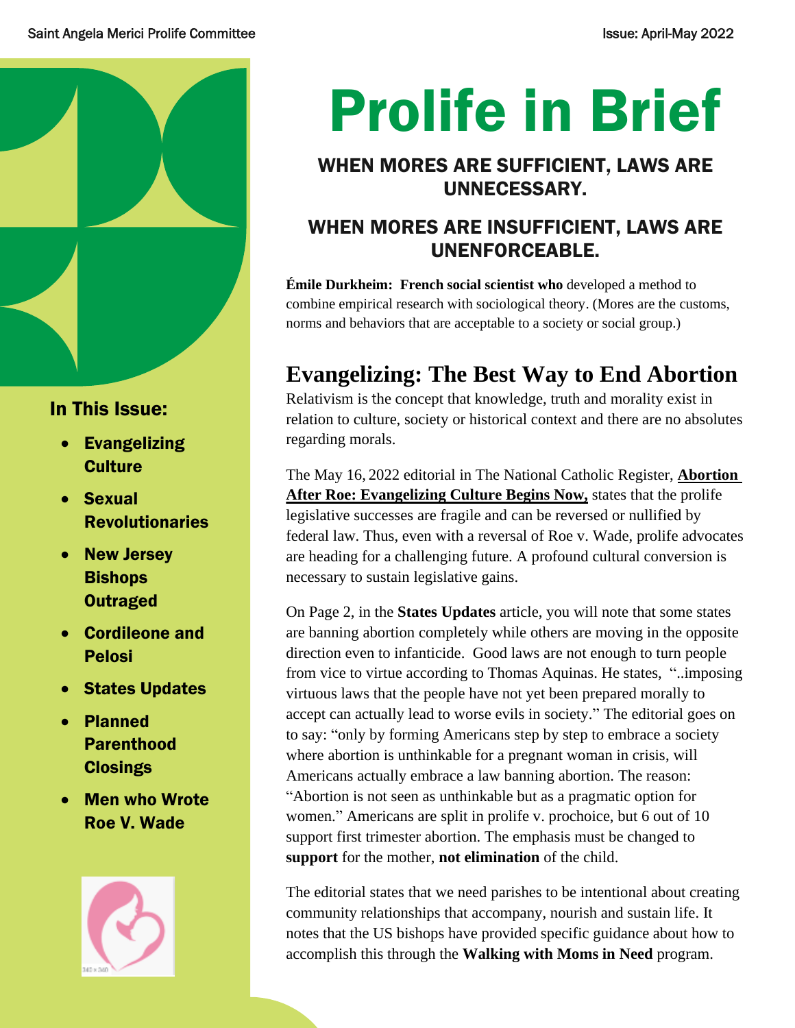# Prolife in Brief

## WHEN MORES ARE SUFFICIENT, LAWS ARE UNNECESSARY.

## WHEN MORES ARE INSUFFICIENT, LAWS ARE UNENFORCEABLE.

**Émile Durkheim: French social scientist who** developed a method to combine empirical research with sociological theory. (Mores are the customs, norms and behaviors that are acceptable to a society or social group.)

**In This Issue:**

- **Evangelizing Culture**
- **Sexual Revolutionaries**
- **New Jersey Bishops Outraged**
- **Cordileone and Pelosi**
- **States Updates**
- **Planned Parenthood Closings**
- **Men who Wrote Roe V. Wade**

## Evangelizing: The Best Way to End Abortion

Relativism is the concept that knowledge, truth and morality exist in relation to culture, society or historical context and there are no absolutes regarding morals.

The May 16, 2022 editorial in The National Catholic Register, **Abortion After Roe: Evangelizing Culture Begins Now,** states that the prolife legislative successes are fragile and can be reversed or nullified by federal law. Thus, even with a reversal of Roe v. Wade, prolife advocates are heading for a challenging future. A profound cultural conversion is necessary to sustain legislative gains.

On Page 2, in the **States Updates** article, you will note that some states are banning abortion completely while others are moving in the opposite direction even to infanticide. Good laws are not enough to turn people from vice to virtue according to Thomas Aquinas. He states, "..imposing virtuous laws that the people have not yet been prepared morally to accept can actually lead to worse evils in society." The editorial goes on to say: "only by forming Americans step by step to embrace a society where abortion is unthinkable for a pregnant woman in crisis, will Americans actually embrace a law banning abortion. The reason: "Abortion is not seen as unthinkable but as a pragmatic option for women." Americans are split in prolife v. prochoice, but 6 out of 10 support first trimester abortion. The emphasis must be changed to **support** for the mother, **not elimination** of the child.

The editorial states that we need parishes to be intentional about creating community relationships that accompany, nourish and sustain life. It notes that the US bishops have provided specific guidance about how to accomplish this through the **Walking with Moms in Need** program.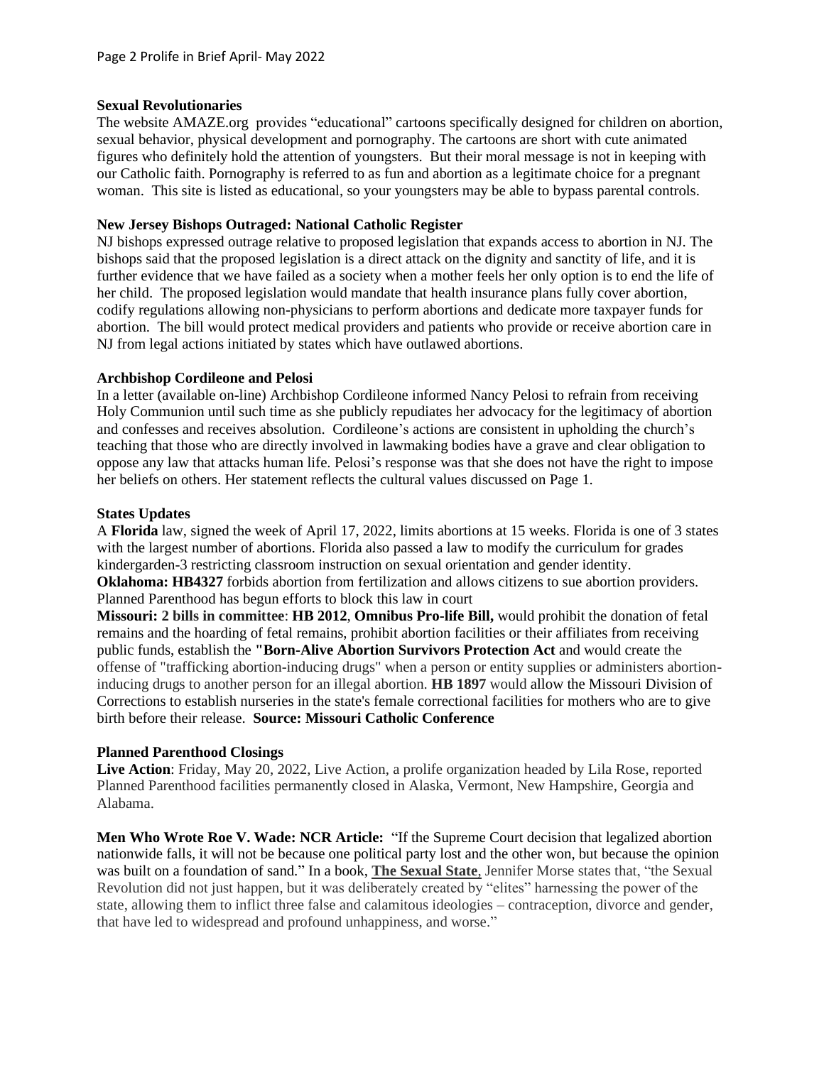**Sexual Revolutionaries**

The website AMAZE.org provides "educational" cartoons specifically designed for children on abortion, sexual behavior, physical development and pornography. The cartoons are short with cute animated figures who definitely hold the attention of youngsters. But their moral message is not in keeping with our Catholic faith. Pornography is referred to as fun and abortion as a legitimate choice for a pregnant woman. This site is listed as educational, so your youngsters may be able to bypass parental controls.

**New Jersey Bishops Outraged: National Catholic Register**

NJ bishops expressed outrage relative to proposed legislation that expands access to abortion in NJ. The bishops said that the proposed legislation is a direct attack on the dignity and sanctity of life, and it is further evidence that we have failed as a society when a mother feels her only option is to end the life of her child. The proposed legislation would mandate that health insurance plans fully cover abortion, codify regulations allowing non-physicians to perform abortions and dedicate more taxpayer funds for abortion. The bill would protect medical providers and patients who provide or receive abortion care in NJ from legal actions initiated by states which have outlawed abortions.

**Archbishop Cordileone and Pelosi**

In a letter (available on-line) Archbishop Cordileone informed Nancy Pelosi to refrain from receiving Holy Communion until such time as she publicly repudiates her advocacy for the legitimacy of abortion and confesses and receives absolution. Cordileone's actions are consistent in upholding the church's teaching that those who are directly involved in lawmaking bodies have a grave and clear obligation to oppose any law that attacks human life. Pelosi's response was that she does not have the right to impose her beliefs on others. Her statement reflects the cultural values discussed on Page 1.

**States Updates**

A **Florida** law, signed the week of April 17, 2022, limits abortions at 15 weeks. Florida is one of 3 states with the largest number of abortions. Florida also passed a law to modify the curriculum for grades kindergarden-3 restricting classroom instruction on sexual orientation and gender identity.

**Oklahoma: HB4327** forbids abortion from fertilization and allows citizens to sue abortion providers. Planned Parenthood has begun efforts to block this law in court

**Missouri: 2 bills in committee**: **HB 2012**, **Omnibus Pro-life Bill,** would prohibit the donation of fetal remains and the hoarding of fetal remains, prohibit abortion facilities or their affiliates from receiving public funds, establish the **"Born-Alive Abortion Survivors Protection Act** and would create the offense of "trafficking abortion-inducing drugs" when a person or entity supplies or administers abortion-inducing drugs to another person for an illegal abortion. **HB 1897** would allow the Missouri Division of Corrections to establish nurseries in the state's female correctional facilities for mothers who are to give birth before their release. **Source: Missouri Catholic Conference**

**Planned Parenthood Closings**

**Live Action**: Friday, May 20, 2022, Live Action, a prolife organization headed by Lila Rose, reported Planned Parenthood facilities permanently closed in Alaska, Vermont, New Hampshire, Georgia and Alabama.

**Men Who Wrote Roe V. Wade: NCR Article:** "If the Supreme Court decision that legalized abortion nationwide falls, it will not be because one political party lost and the other won, but because the opinion was built on a foundation of sand." In a book, **The Sexual State**, Jennifer Morse states that, "the Sexual Revolution did not just happen, but it was deliberately created by "elites" harnessing the power of the state, allowing them to inflict three false and calamitous ideologies – contraception, divorce and gender, that have led to widespread and profound unhappiness, and worse."